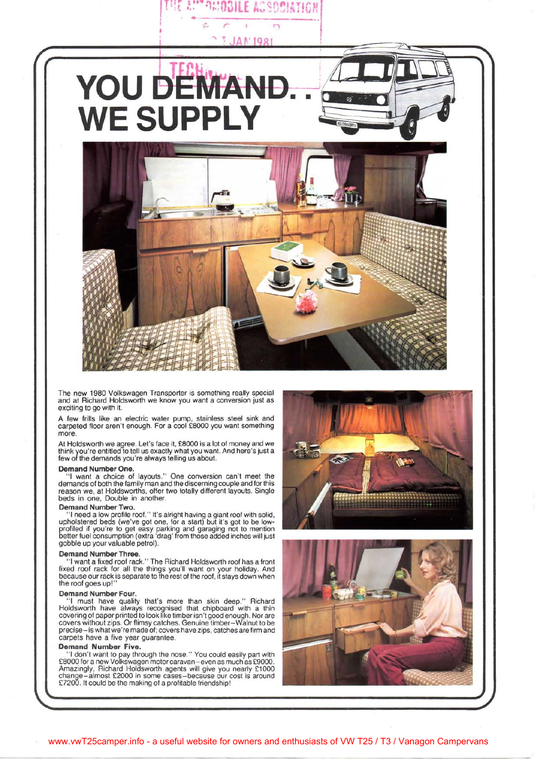# YOU DEMAND... WE SUPPLY

The new 1980 Volkswagen Transporter is something really special and at Richard Holdsworth we know you want a conversion just as exciting to go with it.

A few frills like an electric water pump, stainless steel sink and carpeted floor aren't enough. For a cool £8000 you want something more.

At Holdsworth we agree. Let's face it, £8000 is a lot of money and we think you're entitled to tell us exactly what you want. And here's just a few of the demands you're always telling us about.

**Demand Number One.**
"I want a choice of layouts." One conversion can't meet the demands of both the family man and the discerning couple and for this reason we, at Holdsworths, offer two totally different layouts. Single beds in one, Double in another.

**Demand Number Two.**
"I need a low profile roof." It's alright having a giant roof with solid, upholstered beds (we've got one, for a start) but it's got to be low-profiled if you're to get easy parking and garaging not to mention better fuel consumption (extra 'drag' from those added inches will just gobble up your valuable petrol).

**Demand Number Three.**
"I want a fixed roof rack." The Richard Holdsworth roof has a front fixed roof rack for all the things you'll want on your holiday. And because our rack is separate to the rest of the roof, it stays down when the roof goes up!"

**Demand Number Four.**
"I must have quality that's more than skin deep." Richard Holdsworth have always recognised that chipboard with a thin covering of paper printed to look like timber isn't good enough. Nor are covers without zips. Or flimsy catches. Genuine timber–Walnut to be precise–is what we're made of; covers have zips, catches are firm and carpets have a five year guarantee.

**Demand Number Five.**
"I don't want to pay through the nose." You could easily part with £8000 for a new Volkswagen motor caravan–even as much as £9000. Amazingly, Richard Holdsworth agents will give you nearly £1000 change–almost £2000 in some cases–because our cost is around £7200. It could be the making of a profitable friendship!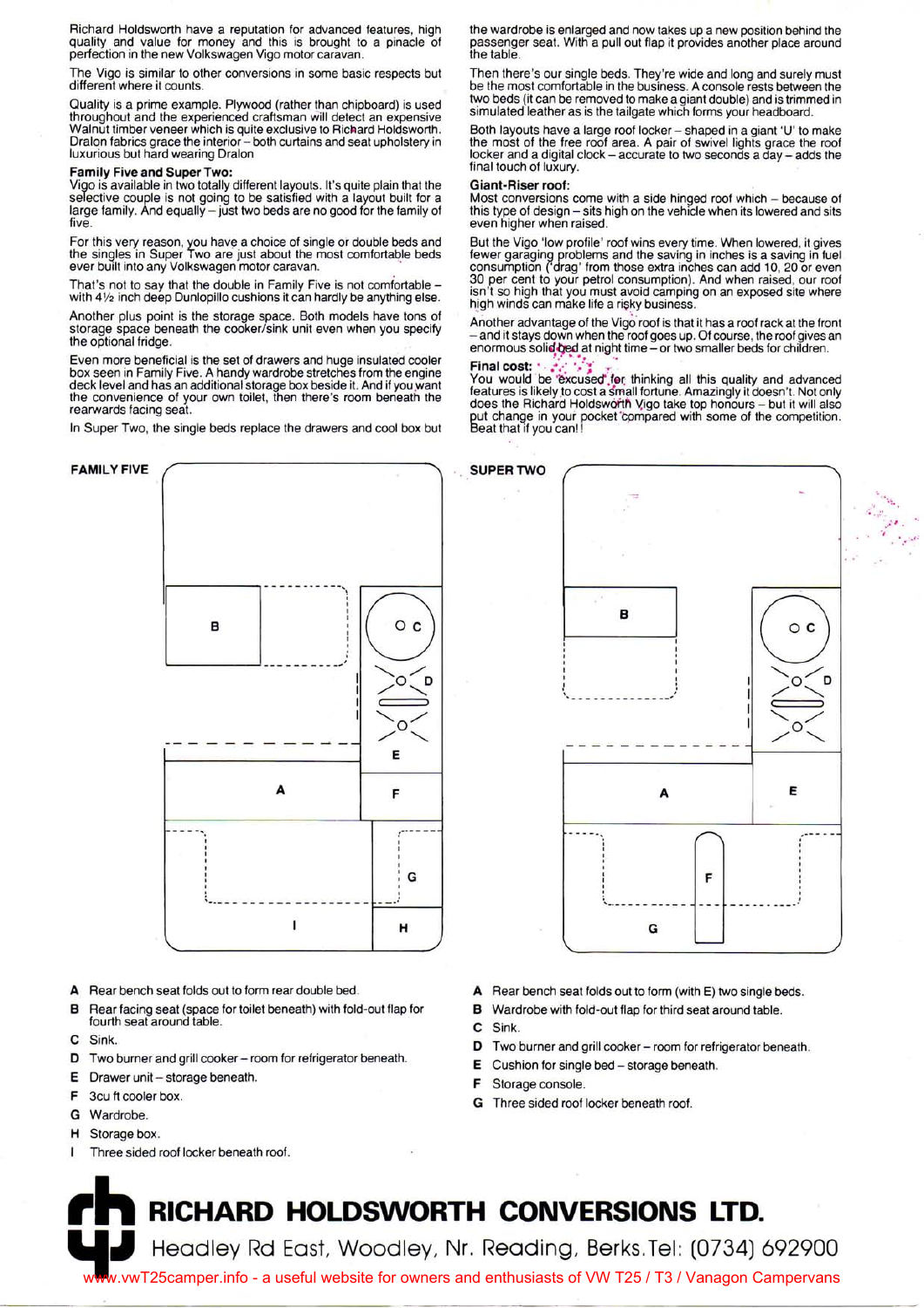Richard Holdsworth have a reputation for advanced features, high quality and value for money and this is brought to a pinacle of perfection in the new Volkswagen Vigo motor caravan.

The Vigo is similar to other conversions in some basic respects but different where it counts.

Quality is a prime example. Plywood (rather than chipboard) is used throughout and the experienced craftsman will detect an expensive Walnut timber veneer which is quite exclusive to Richard Holdsworth. Dralon fabrics grace the interior – both curtains and seat upholstery in luxurious but hard wearing Dralon.

**Family Five and Super Two:**
Vigo is available in two totally different layouts. It's quite plain that the selective couple is not going to be satisfied with a layout built for a large family. And equally – just two beds are no good for the family of five.

For this very reason, you have a choice of single or double beds and the singles in Super Two are just about the most comfortable beds ever built into any Volkswagen motor caravan.

That's not to say that the double in Family Five is not comfortable – with 4½ inch deep Dunlopillo cushions it can hardly be anything else.

Another plus point is the storage space. Both models have tons of storage space beneath the cooker/sink unit even when you specify the optional fridge.

Even more beneficial is the set of drawers and huge insulated cooler box seen in Family Five. A handy wardrobe stretches from the engine deck level and has an additional storage box beside it. And if you want the convenience of your own toilet, then there's room beneath the rearwards facing seat.

In Super Two, the single beds replace the drawers and cool box but the wardrobe is enlarged and now takes up a new position behind the passenger seat. With a pull out flap it provides another place around the table.

Then there's our single beds. They're wide and long and surely must be the most comfortable in the business. A console rests between the two beds (it can be removed to make a giant double) and is trimmed in simulated leather as is the tailgate which forms your headboard.

Both layouts have a large roof locker – shaped in a giant 'U' to make the most of the free roof area. A pair of swivel lights grace the roof locker and a digital clock – accurate to two seconds a day – adds the final touch of luxury.

**Giant-Riser roof:**
Most conversions come with a side hinged roof which – because of this type of design – sits high on the vehicle when its lowered and sits even higher when raised.

But the Vigo 'low profile' roof wins every time. When lowered, it gives fewer garaging problems and the saving in inches is a saving in fuel consumption ('drag' from those extra inches can add 10, 20 or even 30 per cent to your petrol consumption). And when raised, our roof isn't so high that you must avoid camping on an exposed site where high winds can make life a risky business.

Another advantage of the Vigo roof is that it has a roof rack at the front – and it stays down when the roof goes up. Of course, the roof gives an enormous solid bed at night time – or two smaller beds for children.

**Final cost:**
You would be excused for thinking all this quality and advanced features is likely to cost a small fortune. Amazingly it doesn't. Not only does the Richard Holdsworth Vigo take top honours – but it will also put change in your pocket compared with some of the competition. Beat that if you can!

**FAMILY FIVE**

B
C
D
E
A
F
G
I
H

- **A** Rear bench seat folds out to form rear double bed.
- **B** Rear facing seat (space for toilet beneath) with fold-out flap for fourth seat around table.
- **C** Sink.
- **D** Two burner and grill cooker – room for refrigerator beneath.
- **E** Drawer unit – storage beneath.
- **F** 3cu ft cooler box.
- **G** Wardrobe.
- **H** Storage box.
- **I** Three sided roof locker beneath roof.

**SUPER TWO**

B
C
D
A
E
F
G

- **A** Rear bench seat folds out to form (with E) two single beds.
- **B** Wardrobe with fold-out flap for third seat around table.
- **C** Sink.
- **D** Two burner and grill cooker – room for refrigerator beneath.
- **E** Cushion for single bed – storage beneath.
- **F** Storage console.
- **G** Three sided roof locker beneath roof.

# RICHARD HOLDSWORTH CONVERSIONS LTD.

Headley Rd East, Woodley, Nr. Reading, Berks. Tel: (0734) 692900

www.vwT25camper.info - a useful website for owners and enthusiasts of VW T25 / T3 / Vanagon Campervans